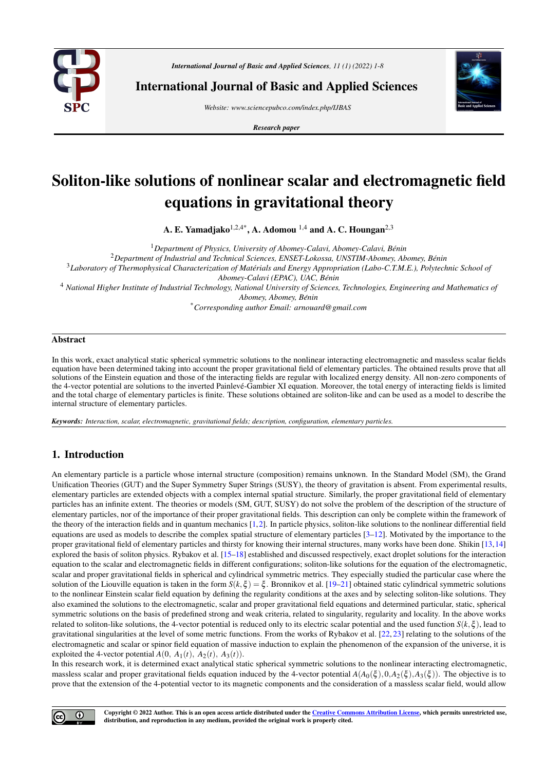# Soliton-like solutions of nonlinear scalar and electromagnetic field equations in gravitational theory

**A. E. Yamadjako[1,2,4*], A. Adomou [1,4] and A. C. Houngan[2,3]**

[1] *Department of Physics, University of Abomey-Calavi, Abomey-Calavi, Bénin*
[2] *Department of Industrial and Technical Sciences, ENSET-Lokossa, UNSTIM-Abomey, Abomey, Bénin*
[3] *Laboratory of Thermophysical Characterization of Matérials and Energy Appropriation (Labo-C.T.M.E.), Polytechnic School of Abomey-Calavi (EPAC), UAC, Bénin*
[4] *National Higher Institute of Industrial Technology, National University of Sciences, Technologies, Engineering and Mathematics of Abomey, Abomey, Bénin*
[*] *Corresponding author Email: arnouard@gmail.com*

## Abstract

In this work, exact analytical static spherical symmetric solutions to the nonlinear interacting electromagnetic and massless scalar fields equation have been determined taking into account the proper gravitational field of elementary particles. The obtained results prove that all solutions of the Einstein equation and those of the interacting fields are regular with localized energy density. All non-zero components of the 4-vector potential are solutions to the inverted Painlevé-Gambier XI equation. Moreover, the total energy of interacting fields is limited and the total charge of elementary particles is finite. These solutions obtained are soliton-like and can be used as a model to describe the internal structure of elementary particles.

***Keywords:*** *Interaction, scalar, electromagnetic, gravitational fields; description, configuration, elementary particles.*

## 1. Introduction

An elementary particle is a particle whose internal structure (composition) remains unknown. In the Standard Model (SM), the Grand Unification Theories (GUT) and the Super Symmetry Super Strings (SUSY), the theory of gravitation is absent. From experimental results, elementary particles are extended objects with a complex internal spatial structure. Similarly, the proper gravitational field of elementary particles has an infinite extent. The theories or models (SM, GUT, SUSY) do not solve the problem of the description of the structure of elementary particles, nor of the importance of their proper gravitational fields. This description can only be complete within the framework of the theory of the interaction fields and in quantum mechanics [1,2]. In particle physics, soliton-like solutions to the nonlinear differential field equations are used as models to describe the complex spatial structure of elementary particles [3–12]. Motivated by the importance to the proper gravitational field of elementary particles and thirsty for knowing their internal structures, many works have been done. Shikin [13,14] explored the basis of soliton physics. Rybakov et al. [15–18] established and discussed respectively, exact droplet solutions for the interaction equation to the scalar and electromagnetic fields in different configurations; soliton-like solutions for the equation of the electromagnetic, scalar and proper gravitational fields in spherical and cylindrical symmetric metrics. They especially studied the particular case where the solution of the Liouville equation is taken in the form $S(k,\xi) = \xi$. Bronnikov et al. [19–21] obtained static cylindrical symmetric solutions to the nonlinear Einstein scalar field equation by defining the regularity conditions at the axes and by selecting soliton-like solutions. They also examined the solutions to the electromagnetic, scalar and proper gravitational field equations and determined particular, static, spherical symmetric solutions on the basis of predefined strong and weak criteria, related to singularity, regularity and locality. In the above works related to soliton-like solutions, the 4-vector potential is reduced only to its electric scalar potential and the used function $S(k,\xi)$, lead to gravitational singularities at the level of some metric functions. From the works of Rybakov et al. [22,23] relating to the solutions of the electromagnetic and scalar or spinor field equation of massive induction to explain the phenomenon of the expansion of the universe, it is exploited the 4-vector potential $A(0,\ A_1(t),\ A_2(t),\ A_3(t))$.

In this research work, it is determined exact analytical static spherical symmetric solutions to the nonlinear interacting electromagnetic, massless scalar and proper gravitational fields equation induced by the 4-vector potential $A(A_0(\xi), 0, A_2(\xi), A_3(\xi))$. The objective is to prove that the extension of the 4-potential vector to its magnetic components and the consideration of a massless scalar field, would allow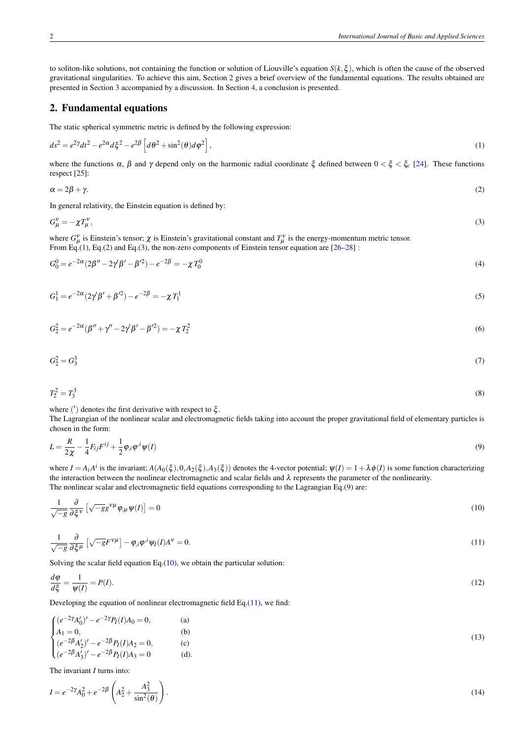to soliton-like solutions, not containing the function or solution of Liouville's equation $S(k,\xi)$, which is often the cause of the observed gravitational singularities. To achieve this aim, Section 2 gives a brief overview of the fundamental equations. The results obtained are presented in Section 3 accompanied by a discussion. In Section 4, a conclusion is presented.

## 2. Fundamental equations

The static spherical symmetric metric is defined by the following expression:

$$ds^2 = e^{2\gamma}dt^2 - e^{2\alpha}d\xi^2 - e^{2\beta}\left[d\theta^2 + \sin^2(\theta)d\varphi^2\right], \tag{1}$$

where the functions $\alpha$, $\beta$ and $\gamma$ depend only on the harmonic radial coordinate $\xi$ defined between $0 < \xi < \xi_c$ [24]. These functions respect [25]:

$$\alpha = 2\beta + \gamma. \tag{2}$$

In general relativity, the Einstein equation is defined by:

$$G_\mu^\nu = -\chi T_\mu^\nu, \tag{3}$$

where $G_\mu^\nu$ is Einstein's tensor; $\chi$ is Einstein's gravitational constant and $T_\mu^\nu$ is the energy-momentum metric tensor.
From Eq.(1), Eq.(2) and Eq.(3), the non-zero components of Einstein tensor equation are [26–28] :

$$G_0^0 = e^{-2\alpha}(2\beta'' - 2\gamma'\beta' - \beta'^2) - e^{-2\beta} = -\chi\, T_0^0 \tag{4}$$

$$G_1^1 = e^{-2\alpha}(2\gamma'\beta' + \beta'^2) - e^{-2\beta} = -\chi\, T_1^1 \tag{5}$$

$$G_2^2 = e^{-2\alpha}(\beta'' + \gamma'' - 2\gamma'\beta' - \beta'^2) = -\chi\, T_2^2 \tag{6}$$

$$G_2^2 = G_3^3 \tag{7}$$

$$T_2^2 = T_3^3 \tag{8}$$

where $(')$ denotes the first derivative with respect to $\xi$.
The Lagrangian of the nonlinear scalar and electromagnetic fields taking into account the proper gravitational field of elementary particles is chosen in the form:

$$L = \frac{R}{2\chi} - \frac{1}{4}F_{ij}F^{ij} + \frac{1}{2}\varphi_{,i}\varphi^{,i}\psi(I) \tag{9}$$

where $I = A_i A^i$ is the invariant; $A(A_0(\xi), 0, A_2(\xi), A_3(\xi))$ denotes the 4-vector potential; $\psi(I) = 1 + \lambda\phi(I)$ is some function characterizing the interaction between the nonlinear electromagnetic and scalar fields and $\lambda$ represents the parameter of the nonlinearity.
The nonlinear scalar and electromagnetic field equations corresponding to the Lagrangian Eq.(9) are:

$$\frac{1}{\sqrt{-g}}\frac{\partial}{\partial \xi^\nu}\left[\sqrt{-g}g^{\nu\mu}\varphi_{,\mu}\psi(I)\right] = 0 \tag{10}$$

$$\frac{1}{\sqrt{-g}}\frac{\partial}{\partial \xi^\mu}\left[\sqrt{-g}F^{\nu\mu}\right] - \varphi_{,i}\varphi^{,i}\psi_I(I)A^\nu = 0. \tag{11}$$

Solving the scalar field equation Eq.(10), we obtain the particular solution:

$$\frac{d\varphi}{d\xi} = \frac{1}{\psi(I)} = P(I). \tag{12}$$

Developing the equation of nonlinear electromagnetic field Eq.(11), we find:

$$\begin{cases} (e^{-2\gamma}A_0')' - e^{-2\gamma}P_I(I)A_0 = 0, & \text{(a)} \\ A_1 = 0, & \text{(b)} \\ (e^{-2\beta}A_2')' - e^{-2\beta}P_I(I)A_2 = 0, & \text{(c)} \\ (e^{-2\beta}A_3')' - e^{-2\beta}P_I(I)A_3 = 0 & \text{(d).} \end{cases} \tag{13}$$

The invariant $I$ turns into:

$$I = e^{-2\gamma}A_0^2 + e^{-2\beta}\left(A_2^2 + \frac{A_3^2}{\sin^2(\theta)}\right). \tag{14}$$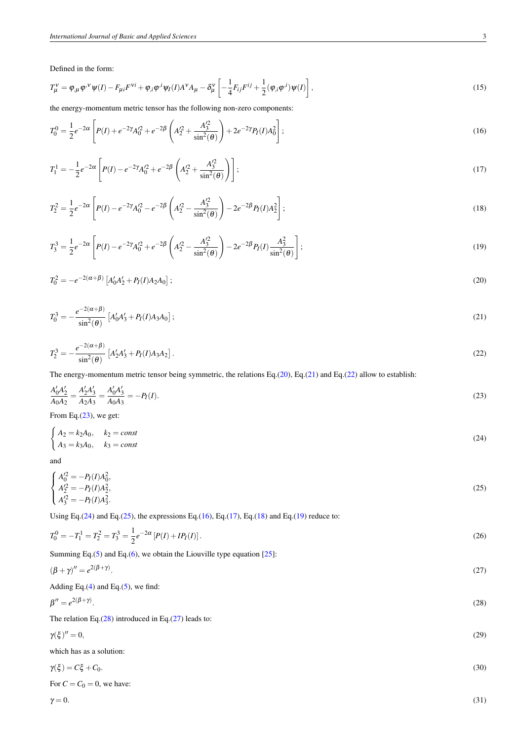Defined in the form:

$$T_\mu^\nu = \varphi_{,\mu}\varphi^{,\nu}\psi(I) - F_{\mu i}F^{\nu i} + \varphi_{,i}\varphi^{,i}\psi_I(I)A^\nu A_\mu - \delta_\mu^\nu\left[-\frac{1}{4}F_{ij}F^{ij} + \frac{1}{2}(\varphi_{,i}\varphi^{,i})\psi(I)\right], \tag{15}$$

the energy-momentum metric tensor has the following non-zero components:

$$T_0^0 = \frac{1}{2}e^{-2\alpha}\left[P(I) + e^{-2\gamma}A_0'^2 + e^{-2\beta}\left(A_2'^2 + \frac{A_3'^2}{\sin^2(\theta)}\right) + 2e^{-2\gamma}P_I(I)A_0^2\right]; \tag{16}$$

$$T_1^1 = -\frac{1}{2}e^{-2\alpha}\left[P(I) - e^{-2\gamma}A_0'^2 + e^{-2\beta}\left(A_2'^2 + \frac{A_3'^2}{\sin^2(\theta)}\right)\right]; \tag{17}$$

$$T_2^2 = \frac{1}{2}e^{-2\alpha}\left[P(I) - e^{-2\gamma}A_0'^2 - e^{-2\beta}\left(A_2'^2 - \frac{A_3'^2}{\sin^2(\theta)}\right) - 2e^{-2\beta}P_I(I)A_2^2\right]; \tag{18}$$

$$T_3^3 = \frac{1}{2}e^{-2\alpha}\left[P(I) - e^{-2\gamma}A_0'^2 + e^{-2\beta}\left(A_2'^2 - \frac{A_3'^2}{\sin^2(\theta)}\right) - 2e^{-2\beta}P_I(I)\frac{A_3^2}{\sin^2(\theta)}\right]; \tag{19}$$

$$T_0^2 = -e^{-2(\alpha+\beta)}\left[A_0'A_2' + P_I(I)A_2A_0\right]; \tag{20}$$

$$T_0^3 = -\frac{e^{-2(\alpha+\beta)}}{\sin^2(\theta)}\left[A_0'A_3' + P_I(I)A_3A_0\right]; \tag{21}$$

$$T_2^3 = -\frac{e^{-2(\alpha+\beta)}}{\sin^2(\theta)}\left[A_2'A_3' + P_I(I)A_3A_2\right]. \tag{22}$$

The energy-momentum metric tensor being symmetric, the relations Eq.(20), Eq.(21) and Eq.(22) allow to establish:

$$\frac{A_0'A_2'}{A_0A_2} = \frac{A_2'A_3'}{A_2A_3} = \frac{A_0'A_3'}{A_0A_3} = -P_I(I). \tag{23}$$

From Eq.(23), we get:

$$\begin{cases} A_2 = k_2A_0, & k_2 = const \\ A_3 = k_3A_0, & k_3 = const \end{cases} \tag{24}$$

and

$$\begin{cases} A_0'^2 = -P_I(I)A_0^2, \\ A_2'^2 = -P_I(I)A_2^2, \\ A_3'^2 = -P_I(I)A_3^2. \end{cases} \tag{25}$$

Using Eq.(24) and Eq.(25), the expressions Eq.(16), Eq.(17), Eq.(18) and Eq.(19) reduce to:

$$T_0^0 = -T_1^1 = T_2^2 = T_3^3 = \frac{1}{2}e^{-2\alpha}\left[P(I) + IP_I(I)\right]. \tag{26}$$

Summing Eq.(5) and Eq.(6), we obtain the Liouville type equation [25]:

$$(\beta+\gamma)'' = e^{2(\beta+\gamma)}. \tag{27}$$

Adding Eq.(4) and Eq.(5), we find:

$$\beta'' = e^{2(\beta+\gamma)}. \tag{28}$$

The relation Eq.(28) introduced in Eq.(27) leads to:

$$\gamma(\xi)'' = 0, \tag{29}$$

which has as a solution:

$$\gamma(\xi) = C\xi + C_0. \tag{30}$$

For $C = C_0 = 0$, we have:

$$\gamma = 0. \tag{31}$$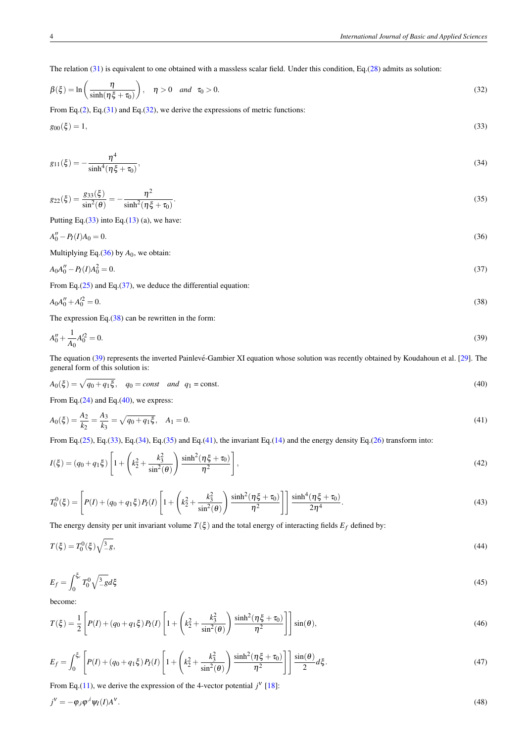The relation (31) is equivalent to one obtained with a massless scalar field. Under this condition, Eq.(28) admits as solution:

$$\beta(\xi) = \ln\left(\frac{\eta}{\sinh(\eta\xi+\tau_0)}\right), \quad \eta > 0 \quad and \quad \tau_0 > 0. \tag{32}$$

From Eq.(2), Eq.(31) and Eq.(32), we derive the expressions of metric functions:

$$g_{00}(\xi) = 1, \tag{33}$$

$$g_{11}(\xi) = -\frac{\eta^4}{\sinh^4(\eta\xi+\tau_0)}, \tag{34}$$

$$g_{22}(\xi) = \frac{g_{33}(\xi)}{\sin^2(\theta)} = -\frac{\eta^2}{\sinh^2(\eta\xi+\tau_0)}. \tag{35}$$

Putting Eq.(33) into Eq.(13) (a), we have:

$$A_0'' - P_I(I)A_0 = 0. \tag{36}$$

Multiplying Eq.(36) by $A_0$, we obtain:

$$A_0 A_0'' - P_I(I)A_0^2 = 0. \tag{37}$$

From Eq.(25) and Eq.(37), we deduce the differential equation:

$$A_0 A_0'' + A_0'^2 = 0. \tag{38}$$

The expression Eq.(38) can be rewritten in the form:

$$A_0'' + \frac{1}{A_0}A_0'^2 = 0. \tag{39}$$

The equation (39) represents the inverted Painlevé-Gambier XI equation whose solution was recently obtained by Koudahoun et al. [29]. The general form of this solution is:

$$A_0(\xi) = \sqrt{q_0 + q_1\xi}, \quad q_0 = const \quad and \quad q_1 = \text{const}. \tag{40}$$

From Eq.(24) and Eq.(40), we express:

$$A_0(\xi) = \frac{A_2}{k_2} = \frac{A_3}{k_3} = \sqrt{q_0 + q_1\xi}, \quad A_1 = 0. \tag{41}$$

From Eq.(25), Eq.(33), Eq.(34), Eq.(35) and Eq.(41), the invariant Eq.(14) and the energy density Eq.(26) transform into:

$$I(\xi) = (q_0 + q_1\xi)\left[1 + \left(k_2^2 + \frac{k_3^2}{\sin^2(\theta)}\right)\frac{\sinh^2(\eta\xi+\tau_0)}{\eta^2}\right], \tag{42}$$

$$T_0^0(\xi) = \left[P(I) + (q_0 + q_1\xi)P_I(I)\left[1 + \left(k_2^2 + \frac{k_3^2}{\sin^2(\theta)}\right)\frac{\sinh^2(\eta\xi+\tau_0)}{\eta^2}\right]\right]\frac{\sinh^4(\eta\xi+\tau_0)}{2\eta^4}. \tag{43}$$

The energy density per unit invariant volume $T(\xi)$ and the total energy of interacting fields $E_f$ defined by:

$$T(\xi) = T_0^0(\xi)\sqrt{^3_-g}, \tag{44}$$

$$E_f = \int_0^{\xi_c} T_0^0\sqrt{^3_-g}\,d\xi \tag{45}$$

become:

$$T(\xi) = \frac{1}{2}\left[P(I) + (q_0 + q_1\xi)P_I(I)\left[1 + \left(k_2^2 + \frac{k_3^2}{\sin^2(\theta)}\right)\frac{\sinh^2(\eta\xi+\tau_0)}{\eta^2}\right]\right]\sin(\theta), \tag{46}$$

$$E_f = \int_0^{\xi_c}\left[P(I) + (q_0 + q_1\xi)P_I(I)\left[1 + \left(k_2^2 + \frac{k_3^2}{\sin^2(\theta)}\right)\frac{\sinh^2(\eta\xi+\tau_0)}{\eta^2}\right]\right]\frac{\sin(\theta)}{2}d\xi. \tag{47}$$

From Eq.(11), we derive the expression of the 4-vector potential $j^\nu$ [18]:

$$j^\nu = -\varphi_{,i}\varphi^{,i}\psi_I(I)A^\nu. \tag{48}$$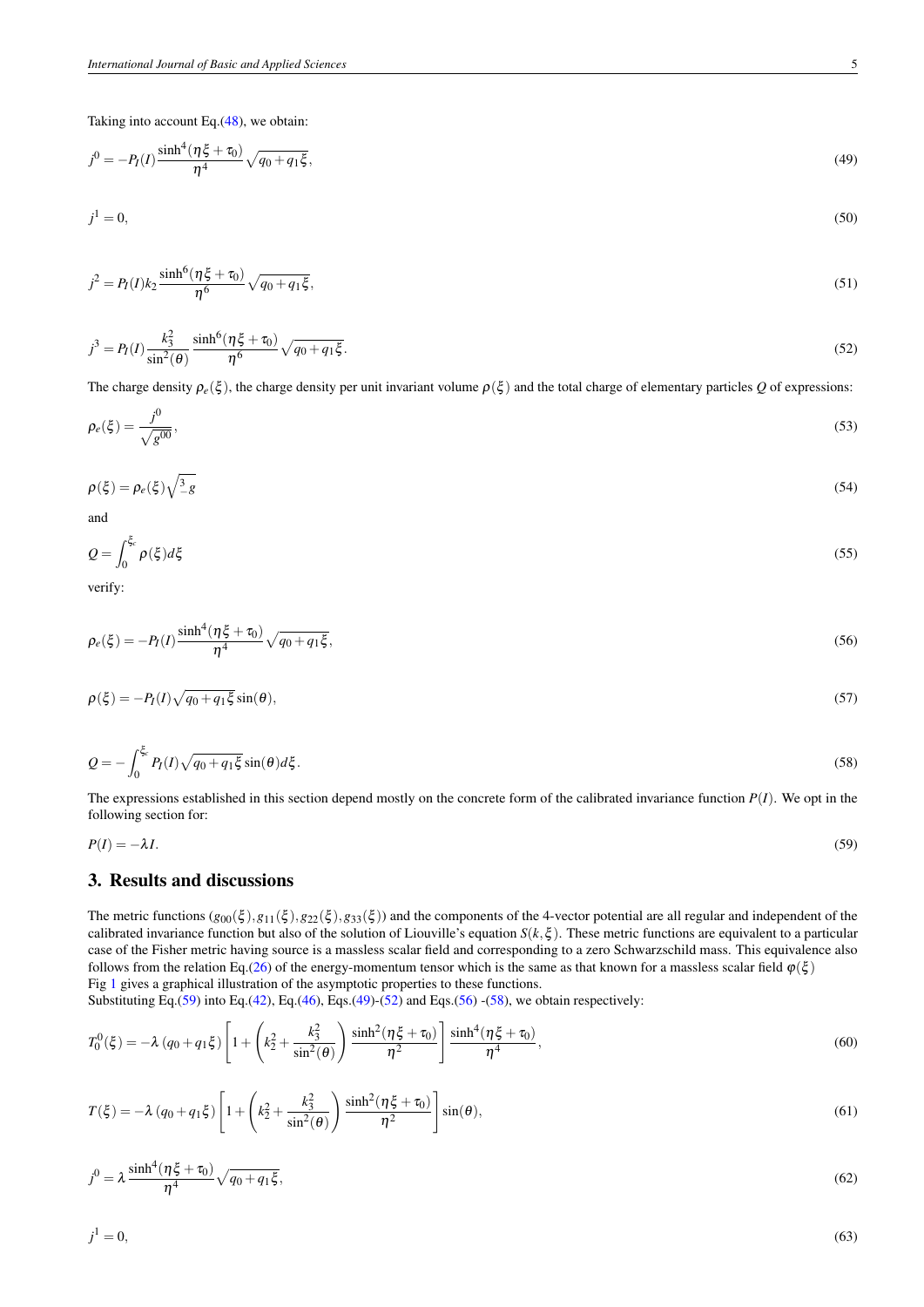Taking into account Eq.(48), we obtain:

$$j^0 = -P_I(I)\frac{\sinh^4(\eta\xi+\tau_0)}{\eta^4}\sqrt{q_0+q_1\xi}, \tag{49}$$

$$j^1 = 0, \tag{50}$$

$$j^2 = P_I(I)k_2\frac{\sinh^6(\eta\xi+\tau_0)}{\eta^6}\sqrt{q_0+q_1\xi}, \tag{51}$$

$$j^3 = P_I(I)\frac{k_3^2}{\sin^2(\theta)}\frac{\sinh^6(\eta\xi+\tau_0)}{\eta^6}\sqrt{q_0+q_1\xi}. \tag{52}$$

The charge density $\rho_e(\xi)$, the charge density per unit invariant volume $\rho(\xi)$ and the total charge of elementary particles $Q$ of expressions:

$$\rho_e(\xi) = \frac{j^0}{\sqrt{g^{00}}}, \tag{53}$$

$$\rho(\xi) = \rho_e(\xi)\sqrt{{}^3_-g} \tag{54}$$

and

$$Q = \int_0^{\xi_c}\rho(\xi)d\xi \tag{55}$$

verify:

$$\rho_e(\xi) = -P_I(I)\frac{\sinh^4(\eta\xi+\tau_0)}{\eta^4}\sqrt{q_0+q_1\xi}, \tag{56}$$

$$\rho(\xi) = -P_I(I)\sqrt{q_0+q_1\xi}\sin(\theta), \tag{57}$$

$$Q = -\int_0^{\xi_c}P_I(I)\sqrt{q_0+q_1\xi}\sin(\theta)d\xi. \tag{58}$$

The expressions established in this section depend mostly on the concrete form of the calibrated invariance function $P(I)$. We opt in the following section for:

$$P(I) = -\lambda I. \tag{59}$$

## 3. Results and discussions

The metric functions $(g_{00}(\xi), g_{11}(\xi), g_{22}(\xi), g_{33}(\xi))$ and the components of the 4-vector potential are all regular and independent of the calibrated invariance function but also of the solution of Liouville's equation $S(k,\xi)$. These metric functions are equivalent to a particular case of the Fisher metric having source is a massless scalar field and corresponding to a zero Schwarzschild mass. This equivalence also follows from the relation Eq.(26) of the energy-momentum tensor which is the same as that known for a massless scalar field $\varphi(\xi)$
Fig 1 gives a graphical illustration of the asymptotic properties to these functions.
Substituting Eq.(59) into Eq.(42), Eq.(46), Eqs.(49)-(52) and Eqs.(56) -(58), we obtain respectively:

$$T_0^0(\xi) = -\lambda\left(q_0+q_1\xi\right)\left[1+\left(k_2^2+\frac{k_3^2}{\sin^2(\theta)}\right)\frac{\sinh^2(\eta\xi+\tau_0)}{\eta^2}\right]\frac{\sinh^4(\eta\xi+\tau_0)}{\eta^4}, \tag{60}$$

$$T(\xi) = -\lambda\left(q_0+q_1\xi\right)\left[1+\left(k_2^2+\frac{k_3^2}{\sin^2(\theta)}\right)\frac{\sinh^2(\eta\xi+\tau_0)}{\eta^2}\right]\sin(\theta), \tag{61}$$

$$j^0 = \lambda\frac{\sinh^4(\eta\xi+\tau_0)}{\eta^4}\sqrt{q_0+q_1\xi}, \tag{62}$$

$$j^1 = 0, \tag{63}$$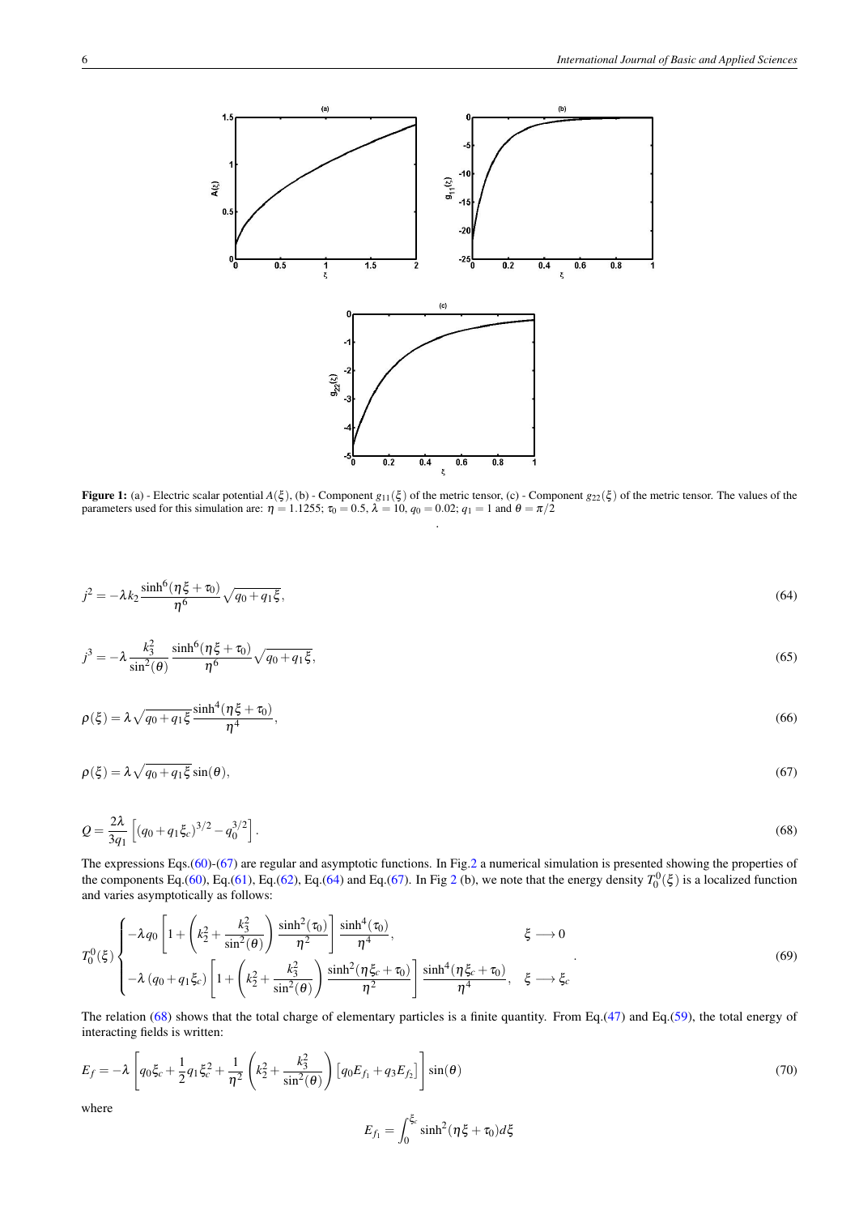**Figure 1:** (a) - Electric scalar potential $A(\xi)$, (b) - Component $g_{11}(\xi)$ of the metric tensor, (c) - Component $g_{22}(\xi)$ of the metric tensor. The values of the parameters used for this simulation are: $\eta = 1.1255$; $\tau_0 = 0.5$, $\lambda = 10$, $q_0 = 0.02$; $q_1 = 1$ and $\theta = \pi/2$

$$j^2 = -\lambda k_2 \frac{\sinh^6(\eta\xi + \tau_0)}{\eta^6}\sqrt{q_0 + q_1\xi}, \tag{64}$$

$$j^3 = -\lambda \frac{k_3^2}{\sin^2(\theta)} \frac{\sinh^6(\eta\xi + \tau_0)}{\eta^6}\sqrt{q_0 + q_1\xi}, \tag{65}$$

$$\rho(\xi) = \lambda\sqrt{q_0 + q_1\xi}\,\frac{\sinh^4(\eta\xi + \tau_0)}{\eta^4}, \tag{66}$$

$$\rho(\xi) = \lambda\sqrt{q_0 + q_1\xi}\,\sin(\theta), \tag{67}$$

$$Q = \frac{2\lambda}{3q_1}\left[(q_0 + q_1\xi_c)^{3/2} - q_0^{3/2}\right]. \tag{68}$$

The expressions Eqs.(60)-(67) are regular and asymptotic functions. In Fig.2 a numerical simulation is presented showing the properties of the components Eq.(60), Eq.(61), Eq.(62), Eq.(64) and Eq.(67). In Fig 2 (b), we note that the energy density $T_0^0(\xi)$ is a localized function and varies asymptotically as follows:

$$T_0^0(\xi)\begin{cases} -\lambda q_0\left[1 + \left(k_2^2 + \dfrac{k_3^2}{\sin^2(\theta)}\right)\dfrac{\sinh^2(\tau_0)}{\eta^2}\right]\dfrac{\sinh^4(\tau_0)}{\eta^4}, & \xi \longrightarrow 0 \\ -\lambda\left(q_0 + q_1\xi_c\right)\left[1 + \left(k_2^2 + \dfrac{k_3^2}{\sin^2(\theta)}\right)\dfrac{\sinh^2(\eta\xi_c + \tau_0)}{\eta^2}\right]\dfrac{\sinh^4(\eta\xi_c + \tau_0)}{\eta^4}, & \xi \longrightarrow \xi_c \end{cases}. \tag{69}$$

The relation (68) shows that the total charge of elementary particles is a finite quantity. From Eq.(47) and Eq.(59), the total energy of interacting fields is written:

$$E_f = -\lambda\left[q_0\xi_c + \frac{1}{2}q_1\xi_c^2 + \frac{1}{\eta^2}\left(k_2^2 + \frac{k_3^2}{\sin^2(\theta)}\right)\left[q_0 E_{f_1} + q_3 E_{f_2}\right]\right]\sin(\theta) \tag{70}$$

where

$$E_{f_1} = \int_0^{\xi_c} \sinh^2(\eta\xi + \tau_0)\,d\xi$$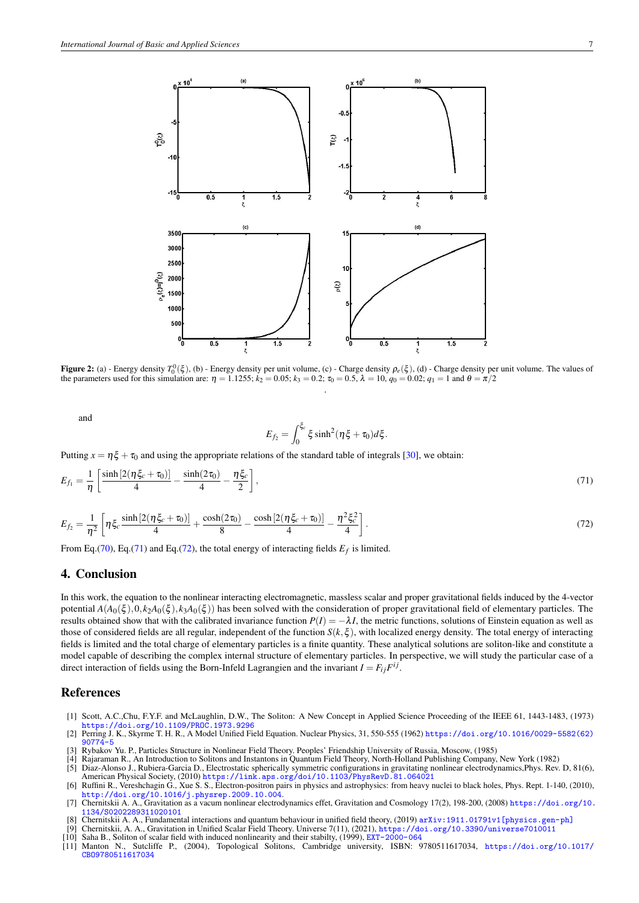**Figure 2:** (a) - Energy density $T_0^0(\xi)$, (b) - Energy density per unit volume, (c) - Charge density $\rho_e(\xi)$, (d) - Charge density per unit volume. The values of the parameters used for this simulation are: $\eta = 1.1255$; $k_2 = 0.05$; $k_3 = 0.2$; $\tau_0 = 0.5$, $\lambda = 10$, $q_0 = 0.02$; $q_1 = 1$ and $\theta = \pi/2$

and

$$E_{f_2} = \int_0^{\xi_c} \xi \sinh^2(\eta\xi + \tau_0) d\xi.$$

Putting $x = \eta\xi + \tau_0$ and using the appropriate relations of the standard table of integrals [30], we obtain:

$$E_{f_1} = \frac{1}{\eta}\left[\frac{\sinh[2(\eta\xi_c + \tau_0)]}{4} - \frac{\sinh(2\tau_0)}{4} - \frac{\eta\xi_c}{2}\right], \tag{71}$$

$$E_{f_2} = \frac{1}{\eta^2}\left[\eta\xi_c \frac{\sinh[2(\eta\xi_c + \tau_0)]}{4} + \frac{\cosh(2\tau_0)}{8} - \frac{\cosh[2(\eta\xi_c + \tau_0)]}{4} - \frac{\eta^2\xi_c^2}{4}\right]. \tag{72}$$

From Eq.(70), Eq.(71) and Eq.(72), the total energy of interacting fields $E_f$ is limited.

## 4. Conclusion

In this work, the equation to the nonlinear interacting electromagnetic, massless scalar and proper gravitational fields induced by the 4-vector potential $A(A_0(\xi), 0, k_2A_0(\xi), k_3A_0(\xi))$ has been solved with the consideration of proper gravitational field of elementary particles. The results obtained show that with the calibrated invariance function $P(I) = -\lambda I$, the metric functions, solutions of Einstein equation as well as those of considered fields are all regular, independent of the function $S(k,\xi)$, with localized energy density. The total energy of interacting fields is limited and the total charge of elementary particles is a finite quantity. These analytical solutions are soliton-like and constitute a model capable of describing the complex internal structure of elementary particles. In perspective, we will study the particular case of a direct interaction of fields using the Born-Infeld Lagrangien and the invariant $I = F_{ij}F^{ij}$.

## References

[1] Scott, A.C.,Chu, F.Y.F. and McLaughlin, D.W., The Soliton: A New Concept in Applied Science Proceeding of the IEEE 61, 1443-1483, (1973) https://doi.org/10.1109/PROC.1973.9296

[2] Perring J. K., Skyrme T. H. R., A Model Unified Field Equation. Nuclear Physics, 31, 550-555 (1962) https://doi.org/10.1016/0029-5582(62)90774-5

[3] Rybakov Yu. P., Particles Structure in Nonlinear Field Theory. Peoples' Friendship University of Russia, Moscow, (1985)

[4] Rajaraman R., An Introduction to Solitons and Instantons in Quantum Field Theory, North-Holland Publishing Company, New York (1982)

[5] Diaz-Alonso J., Rubiera-Garcia D., Electrostatic spherically symmetric configurations in gravitating nonlinear electrodynamics,Phys. Rev. D, 81(6), American Physical Society, (2010) https://link.aps.org/doi/10.1103/PhysRevD.81.064021

[6] Ruffini R., Vereshchagin G., Xue S. S., Electron-positron pairs in physics and astrophysics: from heavy nuclei to black holes, Phys. Rept. 1-140, (2010), http://doi.org/10.1016/j.physrep.2009.10.004.

[7] Chernitskii A. A., Gravitation as a vacum nonlinear electrodynamics effet, Gravitation and Cosmology 17(2), 198-200, (2008) https://doi.org/10.1134/S0202289311020101

[8] Chernitskii A. A., Fundamental interactions and quantum behaviour in unified field theory, (2019) arXiv:1911.01791v1[physics.gen-ph]

[9] Chernitskii, A., Gravitation in Unified Scalar Field Theory. Universe 7(11), (2021), https://doi.org/10.3390/universe7010011

[10] Saha B., Soliton of scalar field with induced nonlinearity and their stabilty, (1999), EXT-2000-064

[11] Manton N., Sutcliffe P., (2004), Topological Solitons, Cambridge university, ISBN: 9780511617034, https://doi.org/10.1017/CBO9780511617034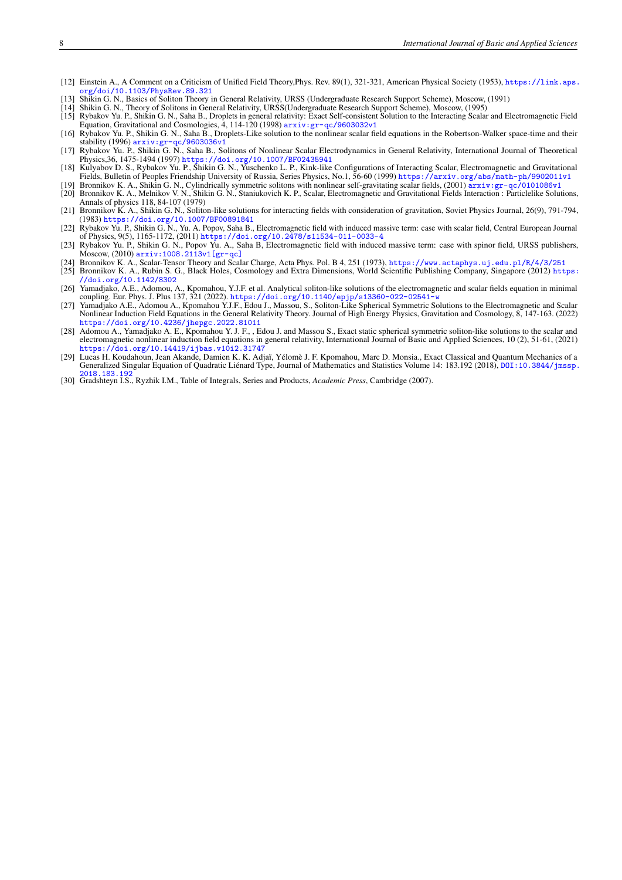[12] Einstein A., A Comment on a Criticism of Unified Field Theory,Phys. Rev. 89(1), 321-321, American Physical Society (1953), https://link.aps.org/doi/10.1103/PhysRev.89.321

[13] Shikin G. N., Basics of Soliton Theory in General Relativity, URSS (Undergraduate Research Support Scheme), Moscow, (1991)

[14] Shikin G. N., Theory of Solitons in General Relativity, URSS(Undergraduate Research Support Scheme), Moscow, (1995)

[15] Rybakov Yu. P., Shikin G. N., Saha B., Droplets in general relativity: Exact Self-consistent Solution to the Interacting Scalar and Electromagnetic Field Equation, Gravitational and Cosmologies, 4, 114-120 (1998) arxiv:gr-qc/9603032v1

[16] Rybakov Yu. P., Shikin G. N., Saha B., Droplets-Like solution to the nonlinear scalar field equations in the Robertson-Walker space-time and their stability (1996) arxiv:gr-qc/9603036v1

[17] Rybakov Yu. P., Shikin G. N., Saha B., Solitons of Nonlinear Scalar Electrodynamics in General Relativity, International Journal of Theoretical Physics,36, 1475-1494 (1997) https://doi.org/10.1007/BF02435941

[18] Kulyabov D. S., Rybakov Yu. P., Shikin G. N., Yuschenko L. P., Kink-like Configurations of Interacting Scalar, Electromagnetic and Gravitational Fields, Bulletin of Peoples Friendship University of Russia, Series Physics, No.1, 56-60 (1999) https://arxiv.org/abs/math-ph/9902011v1

[19] Bronnikov K. A., Shikin G. N., Cylindrically symmetric solitons with nonlinear self-gravitating scalar fields, (2001) arxiv:gr-qc/0101086v1

[20] Bronnikov K. A., Melnikov V. N., Shikin G. N., Staniukovich K. P., Scalar, Electromagnetic and Gravitational Fields Interaction : Particlelike Solutions, Annals of physics 118, 84-107 (1979)

[21] Bronnikov K. A., Shikin G. N., Soliton-like solutions for interacting fields with consideration of gravitation, Soviet Physics Journal, 26(9), 791-794, (1983) https://doi.org/10.1007/BF00891841

[22] Rybakov Yu. P., Shikin G. N., Yu. A. Popov, Saha B., Electromagnetic field with induced massive term: case with scalar field, Central European Journal of Physics, 9(5), 1165-1172, (2011) https://doi.org/10.2478/s11534-011-0033-4

[23] Rybakov Yu. P., Shikin G. N., Popov Yu. A., Saha B, Electromagnetic field with induced massive term: case with spinor field, URSS publishers, Moscow, (2010) arxiv:1008.2113v1[gr-qc]

[24] Bronnikov K. A., Scalar-Tensor Theory and Scalar Charge, Acta Phys. Pol. B 4, 251 (1973), https://www.actaphys.uj.edu.pl/R/4/3/251

[25] Bronnikov K. A., Rubin S. G., Black Holes, Cosmology and Extra Dimensions, World Scientific Publishing Company, Singapore (2012) https://doi.org/10.1142/8302

[26] Yamadjako, A.E., Adomou, A., Kpomahou, Y.J.F. et al. Analytical soliton-like solutions of the electromagnetic and scalar fields equation in minimal coupling. Eur. Phys. J. Plus 137, 321 (2022). https://doi.org/10.1140/epjp/s13360-022-02541-w

[27] Yamadjako A.E., Adomou A., Kpomahou Y.J.F., Edou J., Massou, S., Soliton-Like Spherical Symmetric Solutions to the Electromagnetic and Scalar Nonlinear Induction Field Equations in the General Relativity Theory. Journal of High Energy Physics, Gravitation and Cosmology, 8, 147-163. (2022) https://doi.org/10.4236/jhepgc.2022.81011

[28] Adomou A., Yamadjako A. E., Kpomahou Y. J. F., , Edou J. and Massou S., Exact static spherical symmetric soliton-like solutions to the scalar and electromagnetic nonlinear induction field equations in general relativity, International Journal of Basic and Applied Sciences, 10 (2), 51-61, (2021) https://doi.org/10.14419/ijbas.v10i2.31747

[29] Lucas H. Koudahoun, Jean Akande, Damien K. K. Adjaï, Yélomè J. F. Kpomahou, Marc D. Monsia., Exact Classical and Quantum Mechanics of a Generalized Singular Equation of Quadratic Liénard Type, Journal of Mathematics and Statistics Volume 14: 183.192 (2018), DOI:10.3844/jmssp.2018.183.192

[30] Gradshteyn I.S., Ryzhik I.M., Table of Integrals, Series and Products, *Academic Press*, Cambridge (2007).